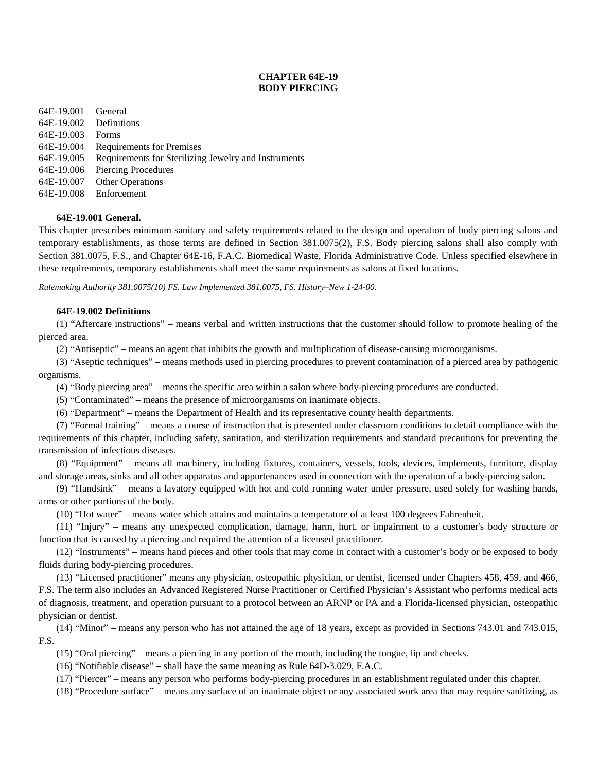# CHAPTER 64E-19
# BODY PIERCING

64E-19.001 General
64E-19.002 Definitions
64E-19.003 Forms
64E-19.004 Requirements for Premises
64E-19.005 Requirements for Sterilizing Jewelry and Instruments
64E-19.006 Piercing Procedures
64E-19.007 Other Operations
64E-19.008 Enforcement

**64E-19.001 General.**

This chapter prescribes minimum sanitary and safety requirements related to the design and operation of body piercing salons and temporary establishments, as those terms are defined in Section 381.0075(2), F.S. Body piercing salons shall also comply with Section 381.0075, F.S., and Chapter 64E-16, F.A.C. Biomedical Waste, Florida Administrative Code. Unless specified elsewhere in these requirements, temporary establishments shall meet the same requirements as salons at fixed locations.

*Rulemaking Authority 381.0075(10) FS. Law Implemented 381.0075, FS. History–New 1-24-00.*

**64E-19.002 Definitions**

(1) "Aftercare instructions" – means verbal and written instructions that the customer should follow to promote healing of the pierced area.

(2) "Antiseptic" – means an agent that inhibits the growth and multiplication of disease-causing microorganisms.

(3) "Aseptic techniques" – means methods used in piercing procedures to prevent contamination of a pierced area by pathogenic organisms.

(4) "Body piercing area" – means the specific area within a salon where body-piercing procedures are conducted.

(5) "Contaminated" – means the presence of microorganisms on inanimate objects.

(6) "Department" – means the Department of Health and its representative county health departments.

(7) "Formal training" – means a course of instruction that is presented under classroom conditions to detail compliance with the requirements of this chapter, including safety, sanitation, and sterilization requirements and standard precautions for preventing the transmission of infectious diseases.

(8) "Equipment" – means all machinery, including fixtures, containers, vessels, tools, devices, implements, furniture, display and storage areas, sinks and all other apparatus and appurtenances used in connection with the operation of a body-piercing salon.

(9) "Handsink" – means a lavatory equipped with hot and cold running water under pressure, used solely for washing hands, arms or other portions of the body.

(10) "Hot water" – means water which attains and maintains a temperature of at least 100 degrees Fahrenheit.

(11) "Injury" – means any unexpected complication, damage, harm, hurt, or impairment to a customer's body structure or function that is caused by a piercing and required the attention of a licensed practitioner.

(12) "Instruments" – means hand pieces and other tools that may come in contact with a customer's body or be exposed to body fluids during body-piercing procedures.

(13) "Licensed practitioner" means any physician, osteopathic physician, or dentist, licensed under Chapters 458, 459, and 466, F.S. The term also includes an Advanced Registered Nurse Practitioner or Certified Physician's Assistant who performs medical acts of diagnosis, treatment, and operation pursuant to a protocol between an ARNP or PA and a Florida-licensed physician, osteopathic physician or dentist.

(14) "Minor" – means any person who has not attained the age of 18 years, except as provided in Sections 743.01 and 743.015, F.S.

(15) "Oral piercing" – means a piercing in any portion of the mouth, including the tongue, lip and cheeks.

(16) "Notifiable disease" – shall have the same meaning as Rule 64D-3.029, F.A.C.

(17) "Piercer" – means any person who performs body-piercing procedures in an establishment regulated under this chapter.

(18) "Procedure surface" – means any surface of an inanimate object or any associated work area that may require sanitizing, as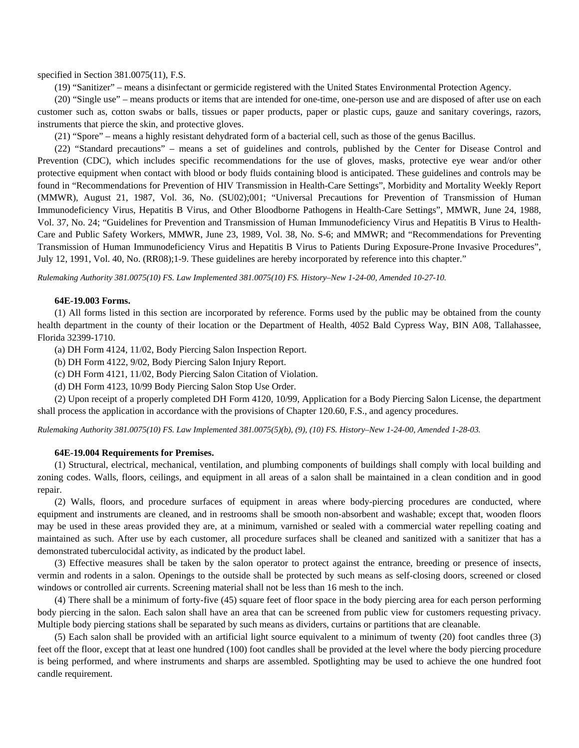specified in Section 381.0075(11), F.S.

(19) "Sanitizer" – means a disinfectant or germicide registered with the United States Environmental Protection Agency.

(20) "Single use" – means products or items that are intended for one-time, one-person use and are disposed of after use on each customer such as, cotton swabs or balls, tissues or paper products, paper or plastic cups, gauze and sanitary coverings, razors, instruments that pierce the skin, and protective gloves.

(21) "Spore" – means a highly resistant dehydrated form of a bacterial cell, such as those of the genus Bacillus.

(22) "Standard precautions" – means a set of guidelines and controls, published by the Center for Disease Control and Prevention (CDC), which includes specific recommendations for the use of gloves, masks, protective eye wear and/or other protective equipment when contact with blood or body fluids containing blood is anticipated. These guidelines and controls may be found in "Recommendations for Prevention of HIV Transmission in Health-Care Settings", Morbidity and Mortality Weekly Report (MMWR), August 21, 1987, Vol. 36, No. (SU02);001; "Universal Precautions for Prevention of Transmission of Human Immunodeficiency Virus, Hepatitis B Virus, and Other Bloodborne Pathogens in Health-Care Settings", MMWR, June 24, 1988, Vol. 37, No. 24; "Guidelines for Prevention and Transmission of Human Immunodeficiency Virus and Hepatitis B Virus to Health-Care and Public Safety Workers, MMWR, June 23, 1989, Vol. 38, No. S-6; and MMWR; and "Recommendations for Preventing Transmission of Human Immunodeficiency Virus and Hepatitis B Virus to Patients During Exposure-Prone Invasive Procedures", July 12, 1991, Vol. 40, No. (RR08);1-9. These guidelines are hereby incorporated by reference into this chapter."

*Rulemaking Authority 381.0075(10) FS. Law Implemented 381.0075(10) FS. History–New 1-24-00, Amended 10-27-10.*

**64E-19.003 Forms.**

(1) All forms listed in this section are incorporated by reference. Forms used by the public may be obtained from the county health department in the county of their location or the Department of Health, 4052 Bald Cypress Way, BIN A08, Tallahassee, Florida 32399-1710.

(a) DH Form 4124, 11/02, Body Piercing Salon Inspection Report.

(b) DH Form 4122, 9/02, Body Piercing Salon Injury Report.

(c) DH Form 4121, 11/02, Body Piercing Salon Citation of Violation.

(d) DH Form 4123, 10/99 Body Piercing Salon Stop Use Order.

(2) Upon receipt of a properly completed DH Form 4120, 10/99, Application for a Body Piercing Salon License, the department shall process the application in accordance with the provisions of Chapter 120.60, F.S., and agency procedures.

*Rulemaking Authority 381.0075(10) FS. Law Implemented 381.0075(5)(b), (9), (10) FS. History–New 1-24-00, Amended 1-28-03.*

**64E-19.004 Requirements for Premises.**

(1) Structural, electrical, mechanical, ventilation, and plumbing components of buildings shall comply with local building and zoning codes. Walls, floors, ceilings, and equipment in all areas of a salon shall be maintained in a clean condition and in good repair.

(2) Walls, floors, and procedure surfaces of equipment in areas where body-piercing procedures are conducted, where equipment and instruments are cleaned, and in restrooms shall be smooth non-absorbent and washable; except that, wooden floors may be used in these areas provided they are, at a minimum, varnished or sealed with a commercial water repelling coating and maintained as such. After use by each customer, all procedure surfaces shall be cleaned and sanitized with a sanitizer that has a demonstrated tuberculocidal activity, as indicated by the product label.

(3) Effective measures shall be taken by the salon operator to protect against the entrance, breeding or presence of insects, vermin and rodents in a salon. Openings to the outside shall be protected by such means as self-closing doors, screened or closed windows or controlled air currents. Screening material shall not be less than 16 mesh to the inch.

(4) There shall be a minimum of forty-five (45) square feet of floor space in the body piercing area for each person performing body piercing in the salon. Each salon shall have an area that can be screened from public view for customers requesting privacy. Multiple body piercing stations shall be separated by such means as dividers, curtains or partitions that are cleanable.

(5) Each salon shall be provided with an artificial light source equivalent to a minimum of twenty (20) foot candles three (3) feet off the floor, except that at least one hundred (100) foot candles shall be provided at the level where the body piercing procedure is being performed, and where instruments and sharps are assembled. Spotlighting may be used to achieve the one hundred foot candle requirement.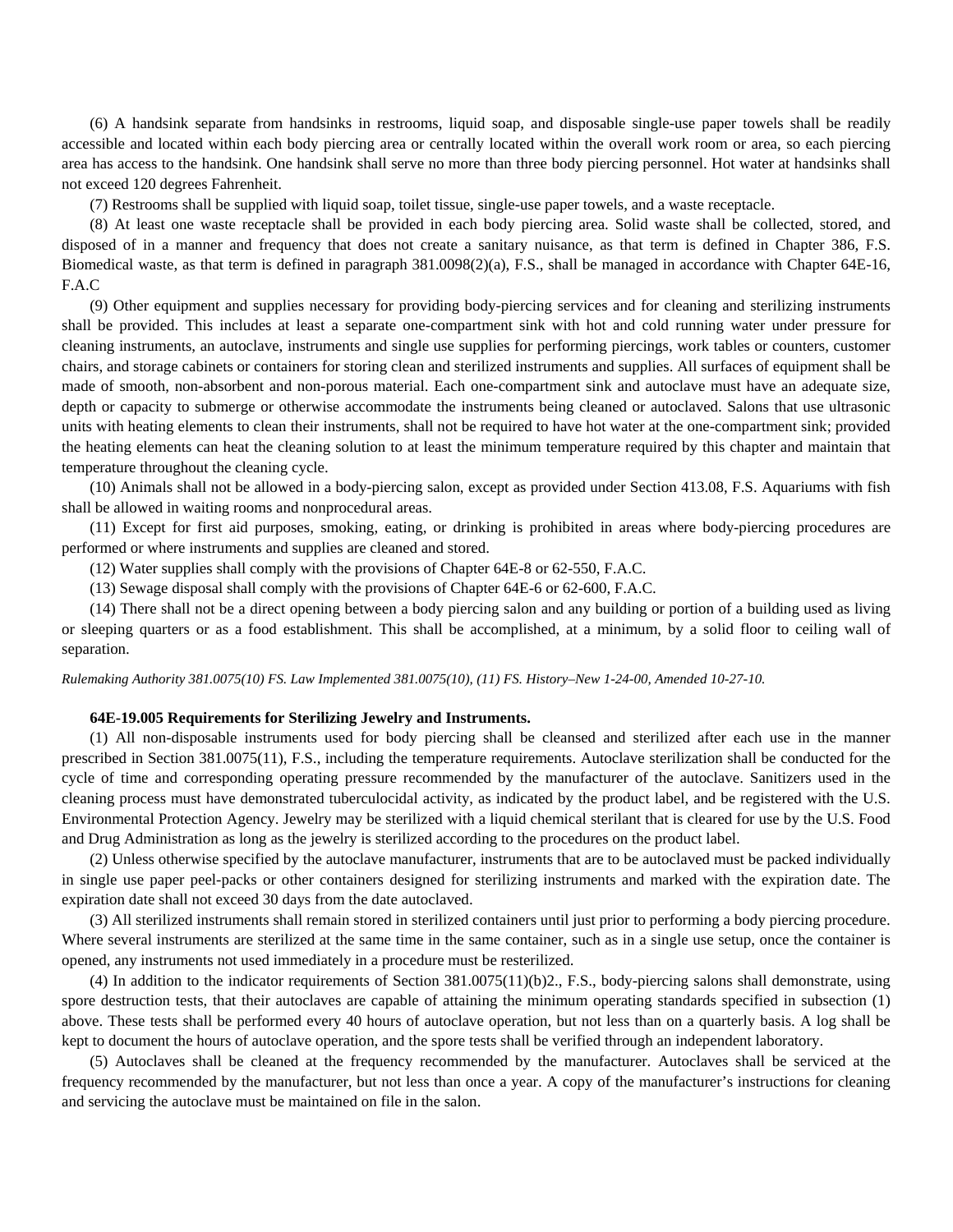(6) A handsink separate from handsinks in restrooms, liquid soap, and disposable single-use paper towels shall be readily accessible and located within each body piercing area or centrally located within the overall work room or area, so each piercing area has access to the handsink. One handsink shall serve no more than three body piercing personnel. Hot water at handsinks shall not exceed 120 degrees Fahrenheit.

(7) Restrooms shall be supplied with liquid soap, toilet tissue, single-use paper towels, and a waste receptacle.

(8) At least one waste receptacle shall be provided in each body piercing area. Solid waste shall be collected, stored, and disposed of in a manner and frequency that does not create a sanitary nuisance, as that term is defined in Chapter 386, F.S. Biomedical waste, as that term is defined in paragraph 381.0098(2)(a), F.S., shall be managed in accordance with Chapter 64E-16, F.A.C

(9) Other equipment and supplies necessary for providing body-piercing services and for cleaning and sterilizing instruments shall be provided. This includes at least a separate one-compartment sink with hot and cold running water under pressure for cleaning instruments, an autoclave, instruments and single use supplies for performing piercings, work tables or counters, customer chairs, and storage cabinets or containers for storing clean and sterilized instruments and supplies. All surfaces of equipment shall be made of smooth, non-absorbent and non-porous material. Each one-compartment sink and autoclave must have an adequate size, depth or capacity to submerge or otherwise accommodate the instruments being cleaned or autoclaved. Salons that use ultrasonic units with heating elements to clean their instruments, shall not be required to have hot water at the one-compartment sink; provided the heating elements can heat the cleaning solution to at least the minimum temperature required by this chapter and maintain that temperature throughout the cleaning cycle.

(10) Animals shall not be allowed in a body-piercing salon, except as provided under Section 413.08, F.S. Aquariums with fish shall be allowed in waiting rooms and nonprocedural areas.

(11) Except for first aid purposes, smoking, eating, or drinking is prohibited in areas where body-piercing procedures are performed or where instruments and supplies are cleaned and stored.

(12) Water supplies shall comply with the provisions of Chapter 64E-8 or 62-550, F.A.C.

(13) Sewage disposal shall comply with the provisions of Chapter 64E-6 or 62-600, F.A.C.

(14) There shall not be a direct opening between a body piercing salon and any building or portion of a building used as living or sleeping quarters or as a food establishment. This shall be accomplished, at a minimum, by a solid floor to ceiling wall of separation.

*Rulemaking Authority 381.0075(10) FS. Law Implemented 381.0075(10), (11) FS. History–New 1-24-00, Amended 10-27-10.*

**64E-19.005 Requirements for Sterilizing Jewelry and Instruments.**

(1) All non-disposable instruments used for body piercing shall be cleansed and sterilized after each use in the manner prescribed in Section 381.0075(11), F.S., including the temperature requirements. Autoclave sterilization shall be conducted for the cycle of time and corresponding operating pressure recommended by the manufacturer of the autoclave. Sanitizers used in the cleaning process must have demonstrated tuberculocidal activity, as indicated by the product label, and be registered with the U.S. Environmental Protection Agency. Jewelry may be sterilized with a liquid chemical sterilant that is cleared for use by the U.S. Food and Drug Administration as long as the jewelry is sterilized according to the procedures on the product label.

(2) Unless otherwise specified by the autoclave manufacturer, instruments that are to be autoclaved must be packed individually in single use paper peel-packs or other containers designed for sterilizing instruments and marked with the expiration date. The expiration date shall not exceed 30 days from the date autoclaved.

(3) All sterilized instruments shall remain stored in sterilized containers until just prior to performing a body piercing procedure. Where several instruments are sterilized at the same time in the same container, such as in a single use setup, once the container is opened, any instruments not used immediately in a procedure must be resterilized.

(4) In addition to the indicator requirements of Section 381.0075(11)(b)2., F.S., body-piercing salons shall demonstrate, using spore destruction tests, that their autoclaves are capable of attaining the minimum operating standards specified in subsection (1) above. These tests shall be performed every 40 hours of autoclave operation, but not less than on a quarterly basis. A log shall be kept to document the hours of autoclave operation, and the spore tests shall be verified through an independent laboratory.

(5) Autoclaves shall be cleaned at the frequency recommended by the manufacturer. Autoclaves shall be serviced at the frequency recommended by the manufacturer, but not less than once a year. A copy of the manufacturer's instructions for cleaning and servicing the autoclave must be maintained on file in the salon.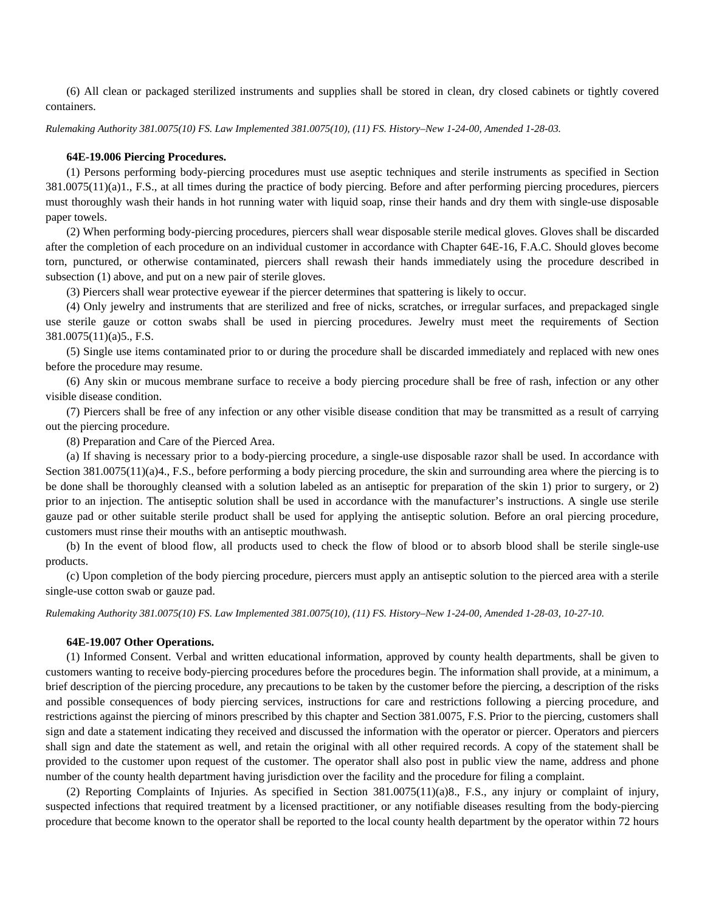(6) All clean or packaged sterilized instruments and supplies shall be stored in clean, dry closed cabinets or tightly covered containers.

*Rulemaking Authority 381.0075(10) FS. Law Implemented 381.0075(10), (11) FS. History–New 1-24-00, Amended 1-28-03.*

**64E-19.006 Piercing Procedures.**

(1) Persons performing body-piercing procedures must use aseptic techniques and sterile instruments as specified in Section 381.0075(11)(a)1., F.S., at all times during the practice of body piercing. Before and after performing piercing procedures, piercers must thoroughly wash their hands in hot running water with liquid soap, rinse their hands and dry them with single-use disposable paper towels.

(2) When performing body-piercing procedures, piercers shall wear disposable sterile medical gloves. Gloves shall be discarded after the completion of each procedure on an individual customer in accordance with Chapter 64E-16, F.A.C. Should gloves become torn, punctured, or otherwise contaminated, piercers shall rewash their hands immediately using the procedure described in subsection (1) above, and put on a new pair of sterile gloves.

(3) Piercers shall wear protective eyewear if the piercer determines that spattering is likely to occur.

(4) Only jewelry and instruments that are sterilized and free of nicks, scratches, or irregular surfaces, and prepackaged single use sterile gauze or cotton swabs shall be used in piercing procedures. Jewelry must meet the requirements of Section 381.0075(11)(a)5., F.S.

(5) Single use items contaminated prior to or during the procedure shall be discarded immediately and replaced with new ones before the procedure may resume.

(6) Any skin or mucous membrane surface to receive a body piercing procedure shall be free of rash, infection or any other visible disease condition.

(7) Piercers shall be free of any infection or any other visible disease condition that may be transmitted as a result of carrying out the piercing procedure.

(8) Preparation and Care of the Pierced Area.

(a) If shaving is necessary prior to a body-piercing procedure, a single-use disposable razor shall be used. In accordance with Section 381.0075(11)(a)4., F.S., before performing a body piercing procedure, the skin and surrounding area where the piercing is to be done shall be thoroughly cleansed with a solution labeled as an antiseptic for preparation of the skin 1) prior to surgery, or 2) prior to an injection. The antiseptic solution shall be used in accordance with the manufacturer's instructions. A single use sterile gauze pad or other suitable sterile product shall be used for applying the antiseptic solution. Before an oral piercing procedure, customers must rinse their mouths with an antiseptic mouthwash.

(b) In the event of blood flow, all products used to check the flow of blood or to absorb blood shall be sterile single-use products.

(c) Upon completion of the body piercing procedure, piercers must apply an antiseptic solution to the pierced area with a sterile single-use cotton swab or gauze pad.

*Rulemaking Authority 381.0075(10) FS. Law Implemented 381.0075(10), (11) FS. History–New 1-24-00, Amended 1-28-03, 10-27-10.*

**64E-19.007 Other Operations.**

(1) Informed Consent. Verbal and written educational information, approved by county health departments, shall be given to customers wanting to receive body-piercing procedures before the procedures begin. The information shall provide, at a minimum, a brief description of the piercing procedure, any precautions to be taken by the customer before the piercing, a description of the risks and possible consequences of body piercing services, instructions for care and restrictions following a piercing procedure, and restrictions against the piercing of minors prescribed by this chapter and Section 381.0075, F.S. Prior to the piercing, customers shall sign and date a statement indicating they received and discussed the information with the operator or piercer. Operators and piercers shall sign and date the statement as well, and retain the original with all other required records. A copy of the statement shall be provided to the customer upon request of the customer. The operator shall also post in public view the name, address and phone number of the county health department having jurisdiction over the facility and the procedure for filing a complaint.

(2) Reporting Complaints of Injuries. As specified in Section 381.0075(11)(a)8., F.S., any injury or complaint of injury, suspected infections that required treatment by a licensed practitioner, or any notifiable diseases resulting from the body-piercing procedure that become known to the operator shall be reported to the local county health department by the operator within 72 hours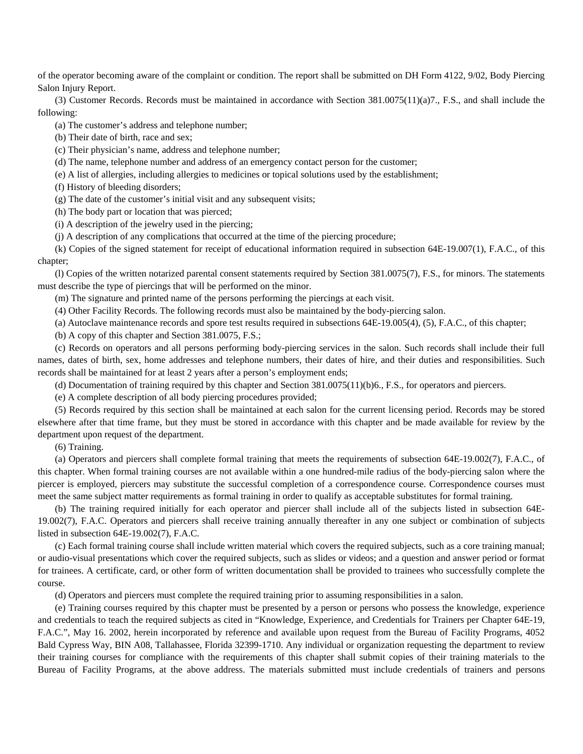of the operator becoming aware of the complaint or condition. The report shall be submitted on DH Form 4122, 9/02, Body Piercing Salon Injury Report.

(3) Customer Records. Records must be maintained in accordance with Section 381.0075(11)(a)7., F.S., and shall include the following:

(a) The customer's address and telephone number;

(b) Their date of birth, race and sex;

(c) Their physician's name, address and telephone number;

(d) The name, telephone number and address of an emergency contact person for the customer;

(e) A list of allergies, including allergies to medicines or topical solutions used by the establishment;

(f) History of bleeding disorders;

(g) The date of the customer's initial visit and any subsequent visits;

(h) The body part or location that was pierced;

(i) A description of the jewelry used in the piercing;

(j) A description of any complications that occurred at the time of the piercing procedure;

(k) Copies of the signed statement for receipt of educational information required in subsection 64E-19.007(1), F.A.C., of this chapter;

(l) Copies of the written notarized parental consent statements required by Section 381.0075(7), F.S., for minors. The statements must describe the type of piercings that will be performed on the minor.

(m) The signature and printed name of the persons performing the piercings at each visit.

(4) Other Facility Records. The following records must also be maintained by the body-piercing salon.

(a) Autoclave maintenance records and spore test results required in subsections 64E-19.005(4), (5), F.A.C., of this chapter;

(b) A copy of this chapter and Section 381.0075, F.S.;

(c) Records on operators and all persons performing body-piercing services in the salon. Such records shall include their full names, dates of birth, sex, home addresses and telephone numbers, their dates of hire, and their duties and responsibilities. Such records shall be maintained for at least 2 years after a person's employment ends;

(d) Documentation of training required by this chapter and Section 381.0075(11)(b)6., F.S., for operators and piercers.

(e) A complete description of all body piercing procedures provided;

(5) Records required by this section shall be maintained at each salon for the current licensing period. Records may be stored elsewhere after that time frame, but they must be stored in accordance with this chapter and be made available for review by the department upon request of the department.

(6) Training.

(a) Operators and piercers shall complete formal training that meets the requirements of subsection 64E-19.002(7), F.A.C., of this chapter. When formal training courses are not available within a one hundred-mile radius of the body-piercing salon where the piercer is employed, piercers may substitute the successful completion of a correspondence course. Correspondence courses must meet the same subject matter requirements as formal training in order to qualify as acceptable substitutes for formal training.

(b) The training required initially for each operator and piercer shall include all of the subjects listed in subsection 64E-19.002(7), F.A.C. Operators and piercers shall receive training annually thereafter in any one subject or combination of subjects listed in subsection 64E-19.002(7), F.A.C.

(c) Each formal training course shall include written material which covers the required subjects, such as a core training manual; or audio-visual presentations which cover the required subjects, such as slides or videos; and a question and answer period or format for trainees. A certificate, card, or other form of written documentation shall be provided to trainees who successfully complete the course.

(d) Operators and piercers must complete the required training prior to assuming responsibilities in a salon.

(e) Training courses required by this chapter must be presented by a person or persons who possess the knowledge, experience and credentials to teach the required subjects as cited in "Knowledge, Experience, and Credentials for Trainers per Chapter 64E-19, F.A.C.", May 16. 2002, herein incorporated by reference and available upon request from the Bureau of Facility Programs, 4052 Bald Cypress Way, BIN A08, Tallahassee, Florida 32399-1710. Any individual or organization requesting the department to review their training courses for compliance with the requirements of this chapter shall submit copies of their training materials to the Bureau of Facility Programs, at the above address. The materials submitted must include credentials of trainers and persons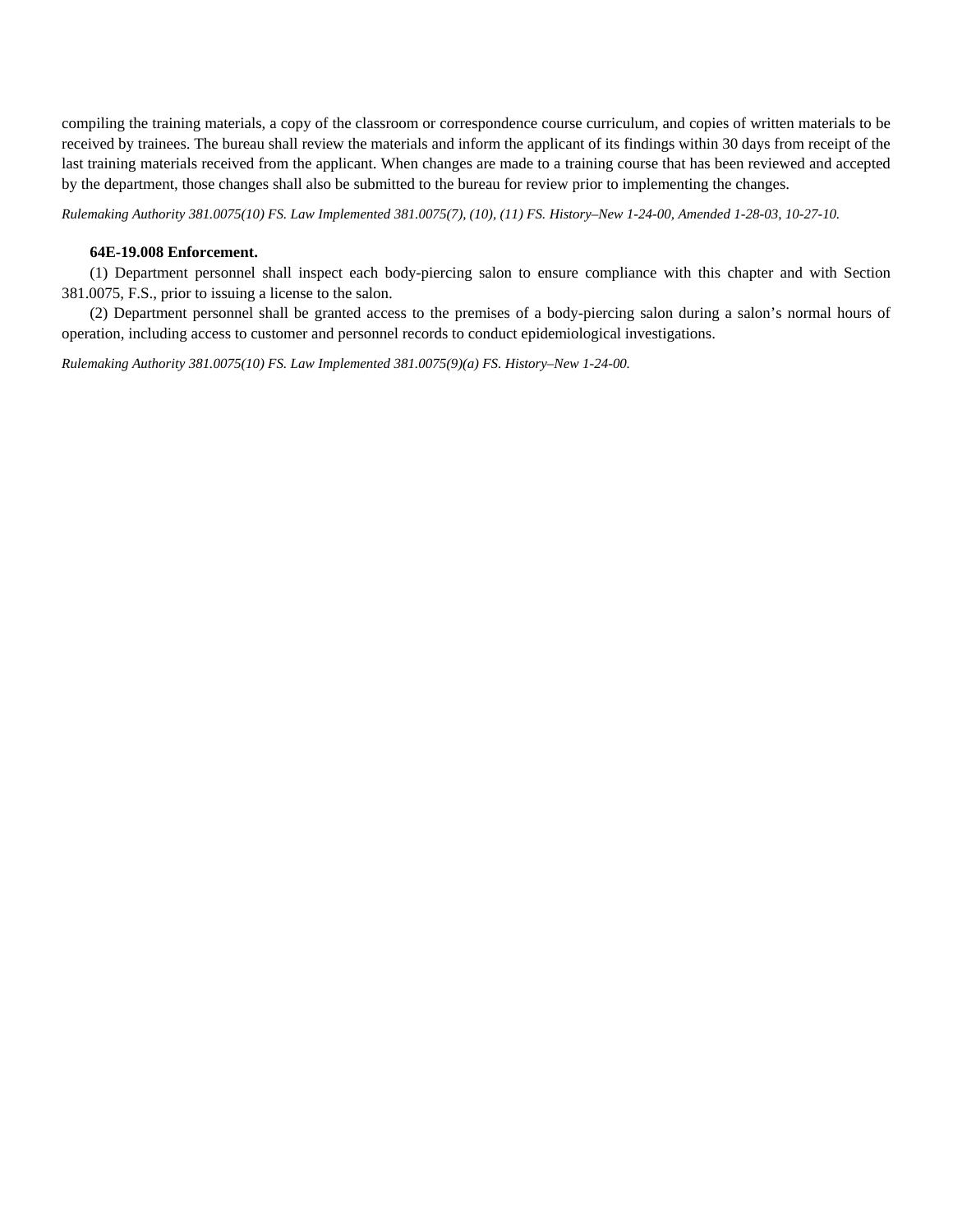compiling the training materials, a copy of the classroom or correspondence course curriculum, and copies of written materials to be received by trainees. The bureau shall review the materials and inform the applicant of its findings within 30 days from receipt of the last training materials received from the applicant. When changes are made to a training course that has been reviewed and accepted by the department, those changes shall also be submitted to the bureau for review prior to implementing the changes.

*Rulemaking Authority 381.0075(10) FS. Law Implemented 381.0075(7), (10), (11) FS. History–New 1-24-00, Amended 1-28-03, 10-27-10.*

**64E-19.008 Enforcement.**

(1) Department personnel shall inspect each body-piercing salon to ensure compliance with this chapter and with Section 381.0075, F.S., prior to issuing a license to the salon.

(2) Department personnel shall be granted access to the premises of a body-piercing salon during a salon's normal hours of operation, including access to customer and personnel records to conduct epidemiological investigations.

*Rulemaking Authority 381.0075(10) FS. Law Implemented 381.0075(9)(a) FS. History–New 1-24-00.*